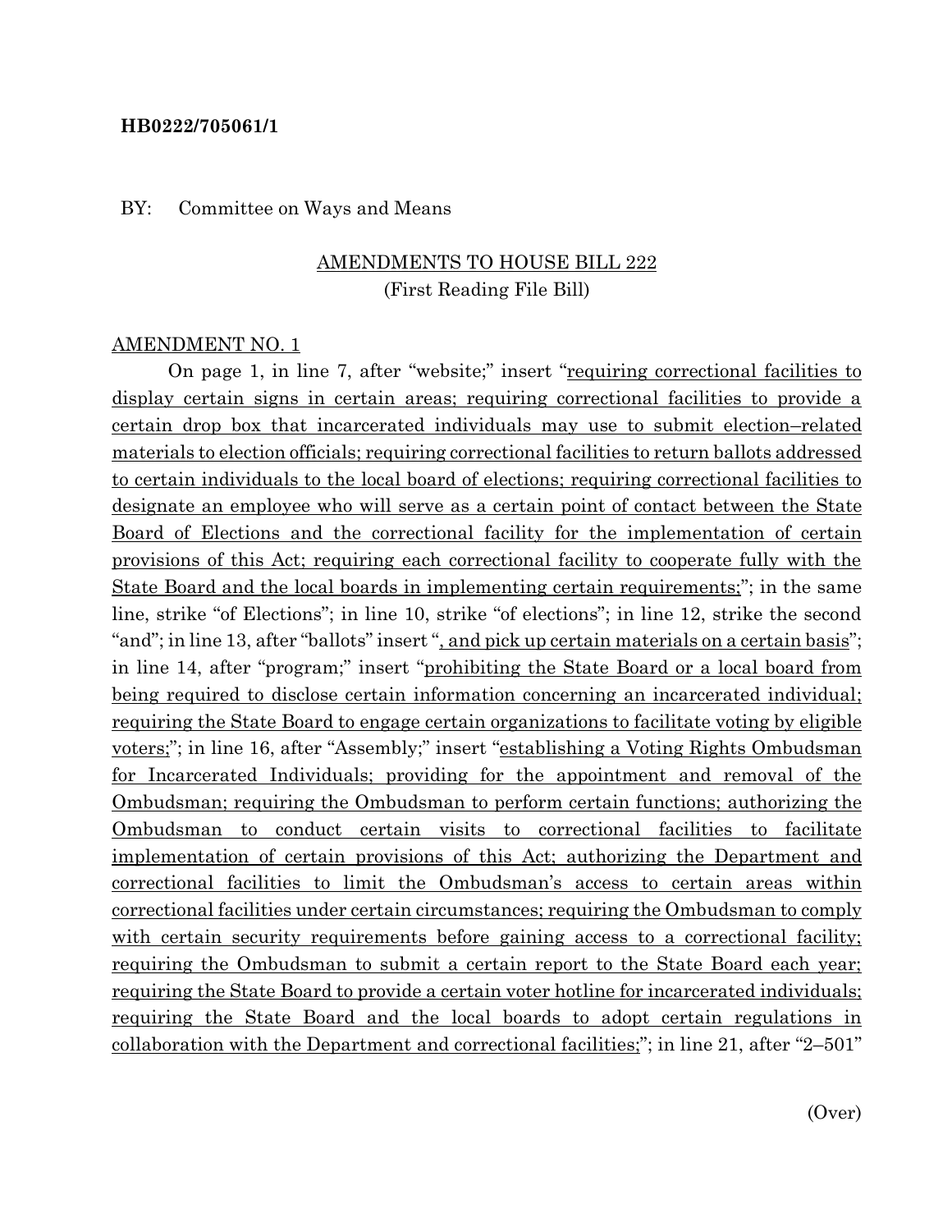**HB0222/705061/1**

BY: Committee on Ways and Means

AMENDMENTS TO HOUSE BILL 222
(First Reading File Bill)

AMENDMENT NO. 1

On page 1, in line 7, after "website;" insert "requiring correctional facilities to display certain signs in certain areas; requiring correctional facilities to provide a certain drop box that incarcerated individuals may use to submit election–related materials to election officials; requiring correctional facilities to return ballots addressed to certain individuals to the local board of elections; requiring correctional facilities to designate an employee who will serve as a certain point of contact between the State Board of Elections and the correctional facility for the implementation of certain provisions of this Act; requiring each correctional facility to cooperate fully with the State Board and the local boards in implementing certain requirements;"; in the same line, strike "of Elections"; in line 10, strike "of elections"; in line 12, strike the second "and"; in line 13, after "ballots" insert ", and pick up certain materials on a certain basis"; in line 14, after "program;" insert "prohibiting the State Board or a local board from being required to disclose certain information concerning an incarcerated individual; requiring the State Board to engage certain organizations to facilitate voting by eligible voters;"; in line 16, after "Assembly;" insert "establishing a Voting Rights Ombudsman for Incarcerated Individuals; providing for the appointment and removal of the Ombudsman; requiring the Ombudsman to perform certain functions; authorizing the Ombudsman to conduct certain visits to correctional facilities to facilitate implementation of certain provisions of this Act; authorizing the Department and correctional facilities to limit the Ombudsman's access to certain areas within correctional facilities under certain circumstances; requiring the Ombudsman to comply with certain security requirements before gaining access to a correctional facility; requiring the Ombudsman to submit a certain report to the State Board each year; requiring the State Board to provide a certain voter hotline for incarcerated individuals; requiring the State Board and the local boards to adopt certain regulations in collaboration with the Department and correctional facilities;"; in line 21, after "2–501"

(Over)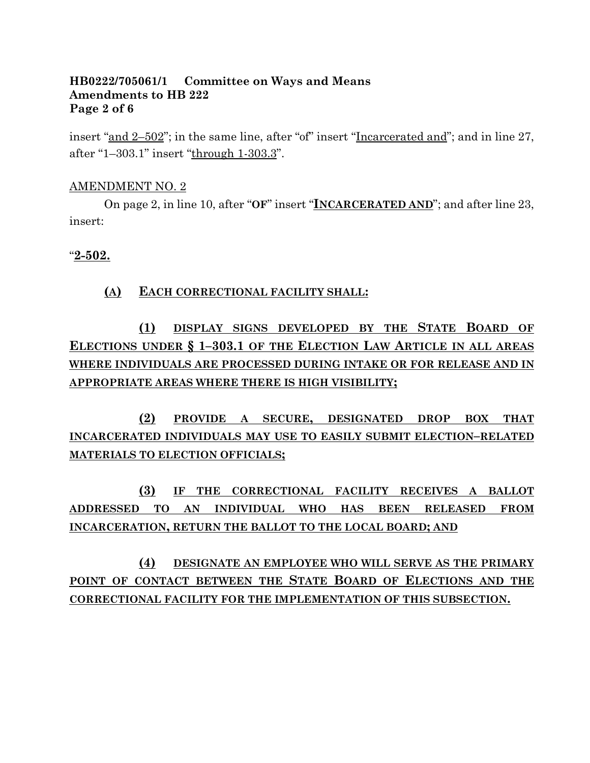insert "<u>and 2–502</u>"; in the same line, after "of" insert "<u>Incarcerated and</u>"; and in line 27, after "1–303.1" insert "<u>through 1-303.3</u>".

<u>AMENDMENT NO. 2</u>

On page 2, in line 10, after "**OF**" insert "**<u>INCARCERATED AND</u>**"; and after line 23, insert:

"**<u>2-502.</u>**

**<u>(A) EACH CORRECTIONAL FACILITY SHALL:</u>**

**<u>(1) DISPLAY SIGNS DEVELOPED BY THE STATE BOARD OF ELECTIONS UNDER § 1–303.1 OF THE ELECTION LAW ARTICLE IN ALL AREAS WHERE INDIVIDUALS ARE PROCESSED DURING INTAKE OR FOR RELEASE AND IN APPROPRIATE AREAS WHERE THERE IS HIGH VISIBILITY;</u>**

**<u>(2) PROVIDE A SECURE, DESIGNATED DROP BOX THAT INCARCERATED INDIVIDUALS MAY USE TO EASILY SUBMIT ELECTION–RELATED MATERIALS TO ELECTION OFFICIALS;</u>**

**<u>(3) IF THE CORRECTIONAL FACILITY RECEIVES A BALLOT ADDRESSED TO AN INDIVIDUAL WHO HAS BEEN RELEASED FROM INCARCERATION, RETURN THE BALLOT TO THE LOCAL BOARD; AND</u>**

**<u>(4) DESIGNATE AN EMPLOYEE WHO WILL SERVE AS THE PRIMARY POINT OF CONTACT BETWEEN THE STATE BOARD OF ELECTIONS AND THE CORRECTIONAL FACILITY FOR THE IMPLEMENTATION OF THIS SUBSECTION.</u>**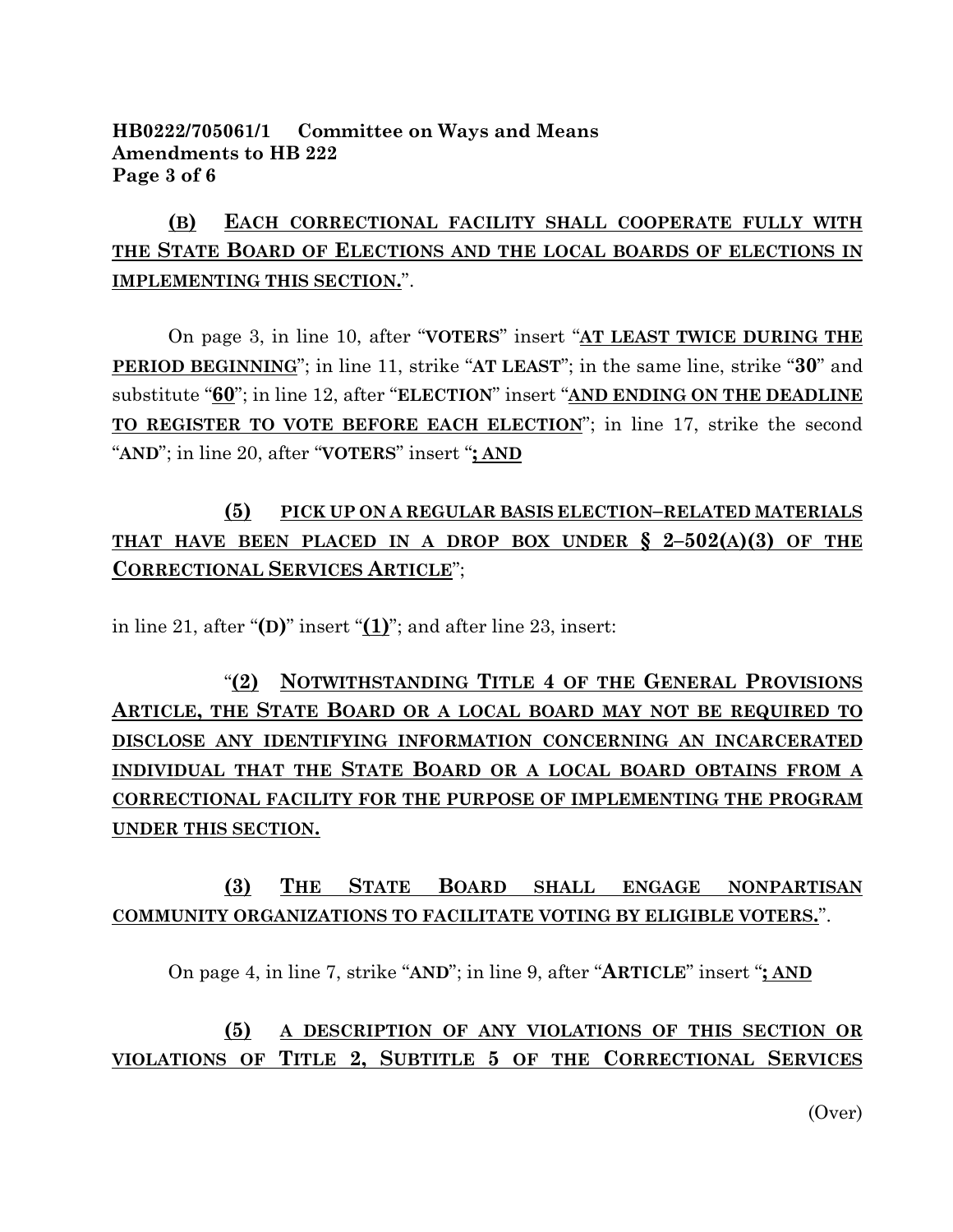**(B)** **EACH CORRECTIONAL FACILITY SHALL COOPERATE FULLY WITH THE STATE BOARD OF ELECTIONS AND THE LOCAL BOARDS OF ELECTIONS IN IMPLEMENTING THIS SECTION.**".

On page 3, in line 10, after "**VOTERS**" insert "**AT LEAST TWICE DURING THE PERIOD BEGINNING**"; in line 11, strike "**AT LEAST**"; in the same line, strike "**30**" and substitute "**60**"; in line 12, after "**ELECTION**" insert "**AND ENDING ON THE DEADLINE TO REGISTER TO VOTE BEFORE EACH ELECTION**"; in line 17, strike the second "**AND**"; in line 20, after "**VOTERS**" insert "**; AND**

**(5)** **PICK UP ON A REGULAR BASIS ELECTION–RELATED MATERIALS THAT HAVE BEEN PLACED IN A DROP BOX UNDER § 2–502(A)(3) OF THE CORRECTIONAL SERVICES ARTICLE**";

in line 21, after "**(D)**" insert "**(1)**"; and after line 23, insert:

"**(2)** **NOTWITHSTANDING TITLE 4 OF THE GENERAL PROVISIONS ARTICLE, THE STATE BOARD OR A LOCAL BOARD MAY NOT BE REQUIRED TO DISCLOSE ANY IDENTIFYING INFORMATION CONCERNING AN INCARCERATED INDIVIDUAL THAT THE STATE BOARD OR A LOCAL BOARD OBTAINS FROM A CORRECTIONAL FACILITY FOR THE PURPOSE OF IMPLEMENTING THE PROGRAM UNDER THIS SECTION.**

**(3)** **THE STATE BOARD SHALL ENGAGE NONPARTISAN COMMUNITY ORGANIZATIONS TO FACILITATE VOTING BY ELIGIBLE VOTERS.**".

On page 4, in line 7, strike "**AND**"; in line 9, after "**ARTICLE**" insert "**; AND**

**(5)** **A DESCRIPTION OF ANY VIOLATIONS OF THIS SECTION OR VIOLATIONS OF TITLE 2, SUBTITLE 5 OF THE CORRECTIONAL SERVICES**

(Over)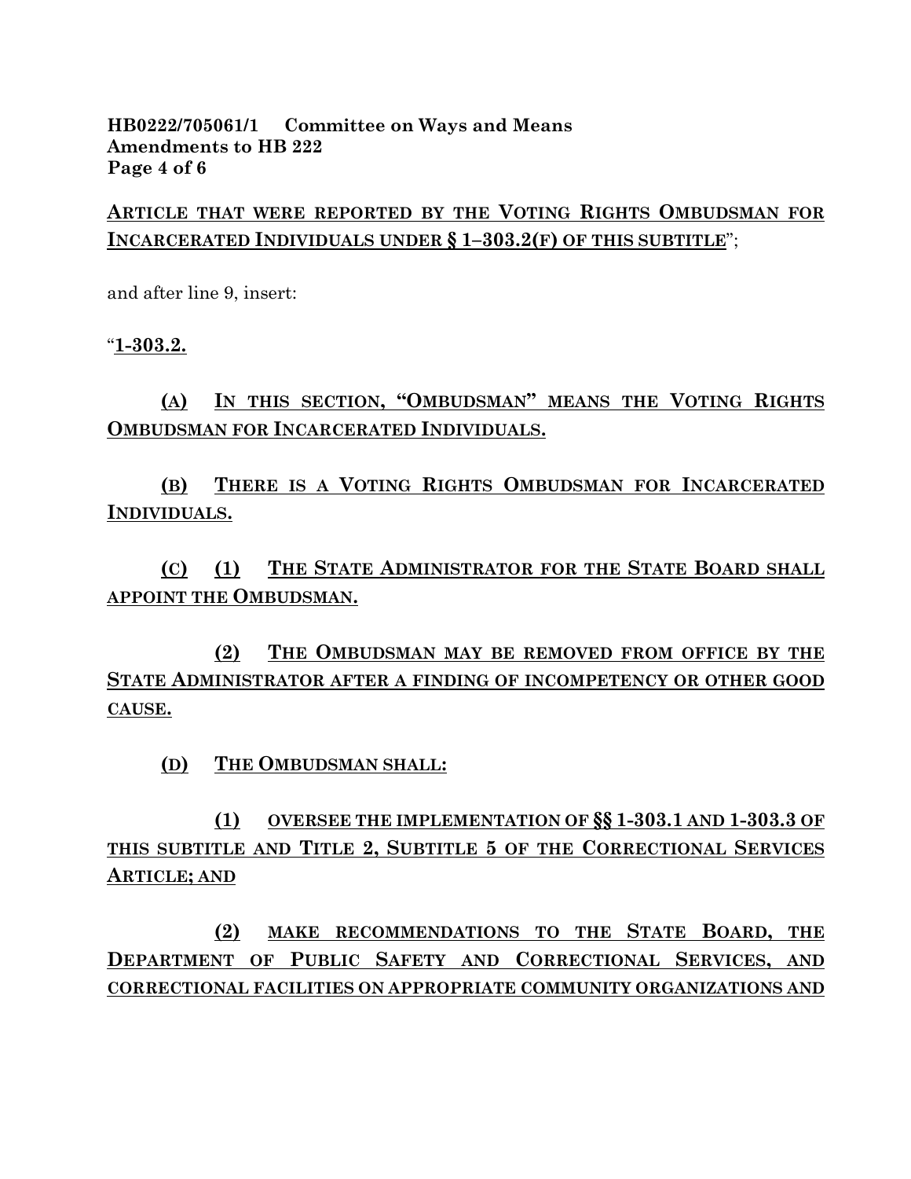ARTICLE THAT WERE REPORTED BY THE VOTING RIGHTS OMBUDSMAN FOR INCARCERATED INDIVIDUALS UNDER § 1–303.2(F) OF THIS SUBTITLE";

and after line 9, insert:

"**1-303.2.**

**(A) IN THIS SECTION, "OMBUDSMAN" MEANS THE VOTING RIGHTS OMBUDSMAN FOR INCARCERATED INDIVIDUALS.**

**(B) THERE IS A VOTING RIGHTS OMBUDSMAN FOR INCARCERATED INDIVIDUALS.**

**(C) (1) THE STATE ADMINISTRATOR FOR THE STATE BOARD SHALL APPOINT THE OMBUDSMAN.**

**(2) THE OMBUDSMAN MAY BE REMOVED FROM OFFICE BY THE STATE ADMINISTRATOR AFTER A FINDING OF INCOMPETENCY OR OTHER GOOD CAUSE.**

**(D) THE OMBUDSMAN SHALL:**

**(1) OVERSEE THE IMPLEMENTATION OF §§ 1-303.1 AND 1-303.3 OF THIS SUBTITLE AND TITLE 2, SUBTITLE 5 OF THE CORRECTIONAL SERVICES ARTICLE; AND**

**(2) MAKE RECOMMENDATIONS TO THE STATE BOARD, THE DEPARTMENT OF PUBLIC SAFETY AND CORRECTIONAL SERVICES, AND CORRECTIONAL FACILITIES ON APPROPRIATE COMMUNITY ORGANIZATIONS AND**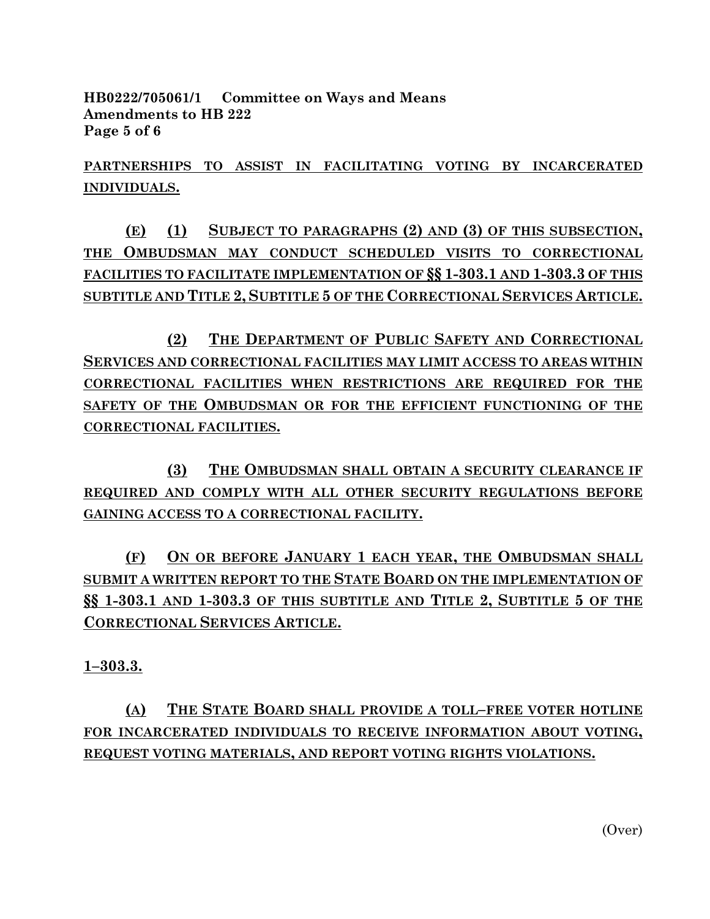PARTNERSHIPS TO ASSIST IN FACILITATING VOTING BY INCARCERATED INDIVIDUALS.

(E) (1) SUBJECT TO PARAGRAPHS (2) AND (3) OF THIS SUBSECTION, THE OMBUDSMAN MAY CONDUCT SCHEDULED VISITS TO CORRECTIONAL FACILITIES TO FACILITATE IMPLEMENTATION OF §§ 1-303.1 AND 1-303.3 OF THIS SUBTITLE AND TITLE 2, SUBTITLE 5 OF THE CORRECTIONAL SERVICES ARTICLE.

(2) THE DEPARTMENT OF PUBLIC SAFETY AND CORRECTIONAL SERVICES AND CORRECTIONAL FACILITIES MAY LIMIT ACCESS TO AREAS WITHIN CORRECTIONAL FACILITIES WHEN RESTRICTIONS ARE REQUIRED FOR THE SAFETY OF THE OMBUDSMAN OR FOR THE EFFICIENT FUNCTIONING OF THE CORRECTIONAL FACILITIES.

(3) THE OMBUDSMAN SHALL OBTAIN A SECURITY CLEARANCE IF REQUIRED AND COMPLY WITH ALL OTHER SECURITY REGULATIONS BEFORE GAINING ACCESS TO A CORRECTIONAL FACILITY.

(F) ON OR BEFORE JANUARY 1 EACH YEAR, THE OMBUDSMAN SHALL SUBMIT A WRITTEN REPORT TO THE STATE BOARD ON THE IMPLEMENTATION OF §§ 1-303.1 AND 1-303.3 OF THIS SUBTITLE AND TITLE 2, SUBTITLE 5 OF THE CORRECTIONAL SERVICES ARTICLE.

1–303.3.

(A) THE STATE BOARD SHALL PROVIDE A TOLL–FREE VOTER HOTLINE FOR INCARCERATED INDIVIDUALS TO RECEIVE INFORMATION ABOUT VOTING, REQUEST VOTING MATERIALS, AND REPORT VOTING RIGHTS VIOLATIONS.

(Over)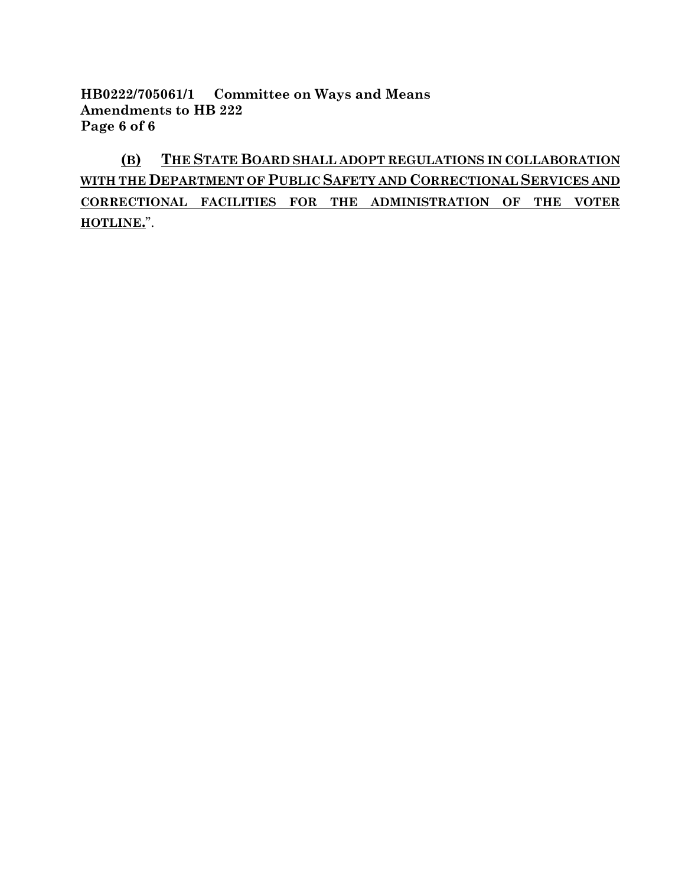(B) THE STATE BOARD SHALL ADOPT REGULATIONS IN COLLABORATION WITH THE DEPARTMENT OF PUBLIC SAFETY AND CORRECTIONAL SERVICES AND CORRECTIONAL FACILITIES FOR THE ADMINISTRATION OF THE VOTER HOTLINE.".